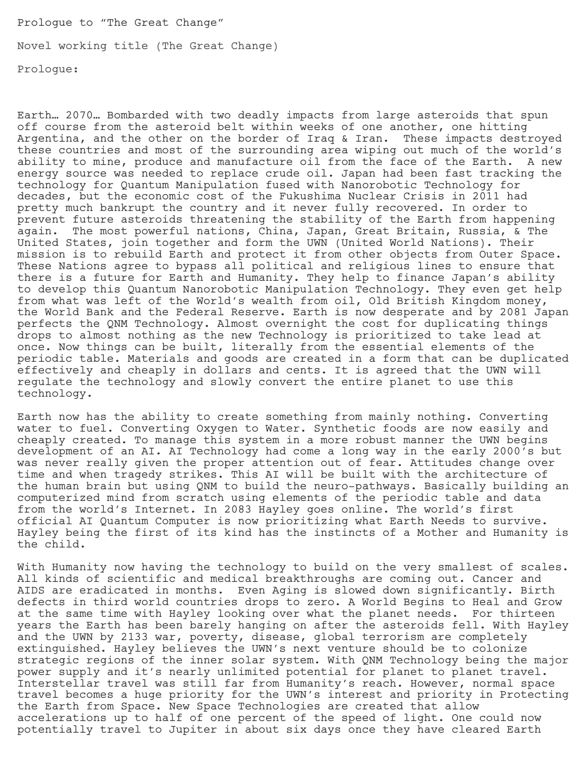Prologue to “The Great Change”

Novel working title (The Great Change)

Prologue:

Earth… 2070… Bombarded with two deadly impacts from large asteroids that spun off course from the asteroid belt within weeks of one another, one hitting Argentina, and the other on the border of Iraq & Iran. These impacts destroyed these countries and most of the surrounding area wiping out much of the world’s ability to mine, produce and manufacture oil from the face of the Earth. A new energy source was needed to replace crude oil. Japan had been fast tracking the technology for Quantum Manipulation fused with Nanorobotic Technology for decades, but the economic cost of the Fukushima Nuclear Crisis in 2011 had pretty much bankrupt the country and it never fully recovered. In order to prevent future asteroids threatening the stability of the Earth from happening again. The most powerful nations, China, Japan, Great Britain, Russia, & The United States, join together and form the UWN (United World Nations). Their mission is to rebuild Earth and protect it from other objects from Outer Space. These Nations agree to bypass all political and religious lines to ensure that there is a future for Earth and Humanity. They help to finance Japan’s ability to develop this Quantum Nanorobotic Manipulation Technology. They even get help from what was left of the World’s wealth from oil, Old British Kingdom money, the World Bank and the Federal Reserve. Earth is now desperate and by 2081 Japan perfects the QNM Technology. Almost overnight the cost for duplicating things drops to almost nothing as the new Technology is prioritized to take lead at once. Now things can be built, literally from the essential elements of the periodic table. Materials and goods are created in a form that can be duplicated effectively and cheaply in dollars and cents. It is agreed that the UWN will regulate the technology and slowly convert the entire planet to use this technology.

Earth now has the ability to create something from mainly nothing. Converting water to fuel. Converting Oxygen to Water. Synthetic foods are now easily and cheaply created. To manage this system in a more robust manner the UWN begins development of an AI. AI Technology had come a long way in the early 2000’s but was never really given the proper attention out of fear. Attitudes change over time and when tragedy strikes. This AI will be built with the architecture of the human brain but using QNM to build the neuro-pathways. Basically building an computerized mind from scratch using elements of the periodic table and data from the world’s Internet. In 2083 Hayley goes online. The world’s first official AI Quantum Computer is now prioritizing what Earth Needs to survive. Hayley being the first of its kind has the instincts of a Mother and Humanity is the child.

With Humanity now having the technology to build on the very smallest of scales. All kinds of scientific and medical breakthroughs are coming out. Cancer and AIDS are eradicated in months. Even Aging is slowed down significantly. Birth defects in third world countries drops to zero. A World Begins to Heal and Grow at the same time with Hayley looking over what the planet needs. For thirteen years the Earth has been barely hanging on after the asteroids fell. With Hayley and the UWN by 2133 war, poverty, disease, global terrorism are completely extinguished. Hayley believes the UWN’s next venture should be to colonize strategic regions of the inner solar system. With QNM Technology being the major power supply and it’s nearly unlimited potential for planet to planet travel. Interstellar travel was still far from Humanity’s reach. However, normal space travel becomes a huge priority for the UWN’s interest and priority in Protecting the Earth from Space. New Space Technologies are created that allow accelerations up to half of one percent of the speed of light. One could now potentially travel to Jupiter in about six days once they have cleared Earth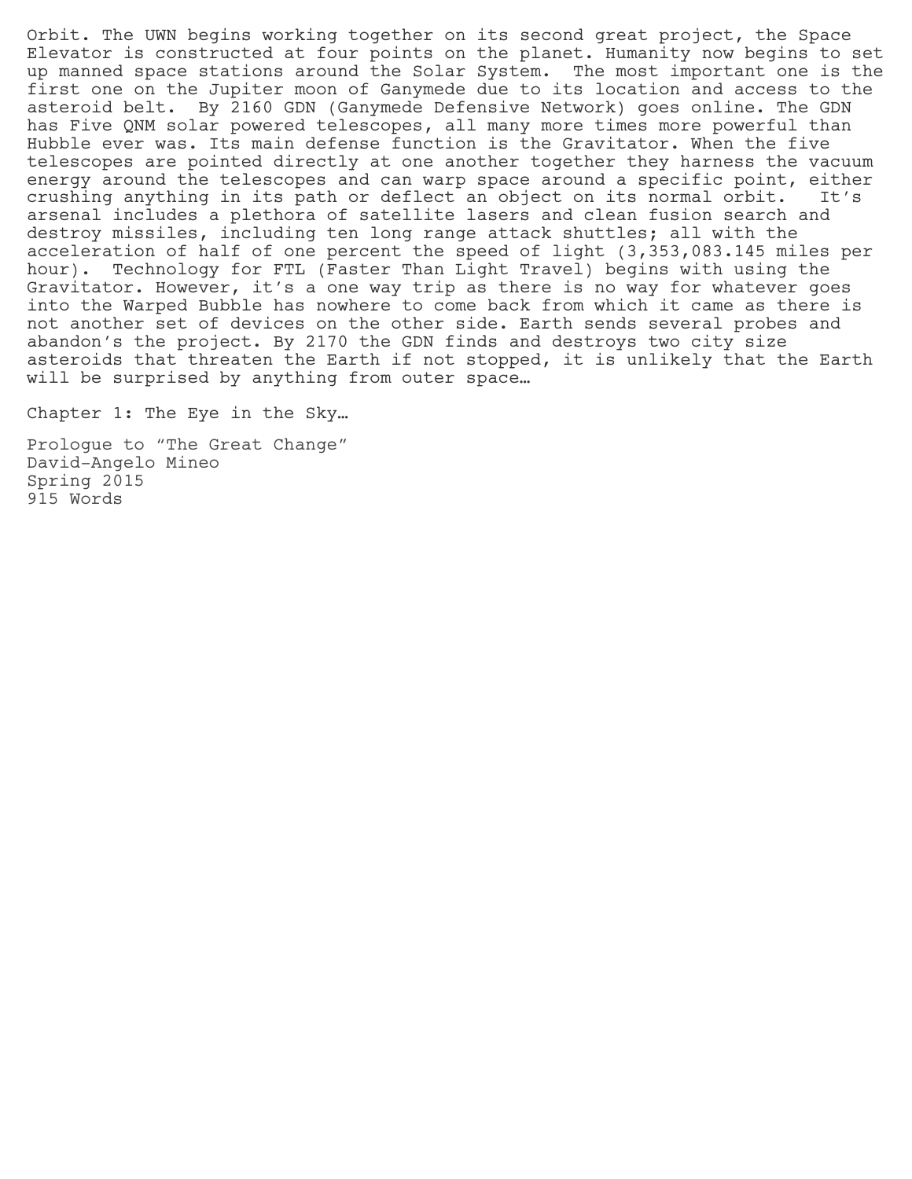Orbit. The UWN begins working together on its second great project, the Space Elevator is constructed at four points on the planet. Humanity now begins to set up manned space stations around the Solar System. The most important one is the first one on the Jupiter moon of Ganymede due to its location and access to the asteroid belt. By 2160 GDN (Ganymede Defensive Network) goes online. The GDN has Five QNM solar powered telescopes, all many more times more powerful than Hubble ever was. Its main defense function is the Gravitator. When the five telescopes are pointed directly at one another together they harness the vacuum energy around the telescopes and can warp space around a specific point, either crushing anything in its path or deflect an object on its normal orbit. It's arsenal includes a plethora of satellite lasers and clean fusion search and destroy missiles, including ten long range attack shuttles; all with the acceleration of half of one percent the speed of light (3,353,083.145 miles per hour). Technology for FTL (Faster Than Light Travel) begins with using the Gravitator. However, it's a one way trip as there is no way for whatever goes into the Warped Bubble has nowhere to come back from which it came as there is not another set of devices on the other side. Earth sends several probes and abandon's the project. By 2170 the GDN finds and destroys two city size asteroids that threaten the Earth if not stopped, it is unlikely that the Earth will be surprised by anything from outer space…

Chapter 1: The Eye in the Sky…

Prologue to "The Great Change"
David-Angelo Mineo
Spring 2015
915 Words